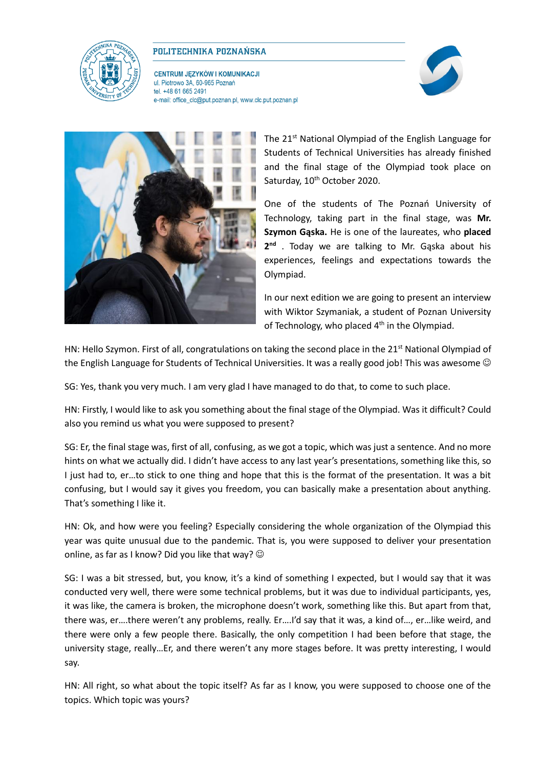POLITECHNIKA POZNAŃSKA

CENTRUM JĘZYKÓW I KOMUNIKACJI
ul. Piotrowo 3A, 60-965 Poznań
tel. +48 61 665 2491
e-mail: office_clc@put.poznan.pl, www.clc.put.poznan.pl

The 21st National Olympiad of the English Language for Students of Technical Universities has already finished and the final stage of the Olympiad took place on Saturday, 10th October 2020.

One of the students of The Poznań University of Technology, taking part in the final stage, was **Mr. Szymon Gąska.** He is one of the laureates, who **placed 2nd** . Today we are talking to Mr. Gąska about his experiences, feelings and expectations towards the Olympiad.

In our next edition we are going to present an interview with Wiktor Szymaniak, a student of Poznan University of Technology, who placed 4th in the Olympiad.

HN: Hello Szymon. First of all, congratulations on taking the second place in the 21st National Olympiad of the English Language for Students of Technical Universities. It was a really good job! This was awesome ☺

SG: Yes, thank you very much. I am very glad I have managed to do that, to come to such place.

HN: Firstly, I would like to ask you something about the final stage of the Olympiad. Was it difficult? Could also you remind us what you were supposed to present?

SG: Er, the final stage was, first of all, confusing, as we got a topic, which was just a sentence. And no more hints on what we actually did. I didn't have access to any last year's presentations, something like this, so I just had to, er…to stick to one thing and hope that this is the format of the presentation. It was a bit confusing, but I would say it gives you freedom, you can basically make a presentation about anything. That's something I like it.

HN: Ok, and how were you feeling? Especially considering the whole organization of the Olympiad this year was quite unusual due to the pandemic. That is, you were supposed to deliver your presentation online, as far as I know? Did you like that way? ☺

SG: I was a bit stressed, but, you know, it's a kind of something I expected, but I would say that it was conducted very well, there were some technical problems, but it was due to individual participants, yes, it was like, the camera is broken, the microphone doesn't work, something like this. But apart from that, there was, er….there weren't any problems, really. Er….I'd say that it was, a kind of…, er…like weird, and there were only a few people there. Basically, the only competition I had been before that stage, the university stage, really…Er, and there weren't any more stages before. It was pretty interesting, I would say.

HN: All right, so what about the topic itself? As far as I know, you were supposed to choose one of the topics. Which topic was yours?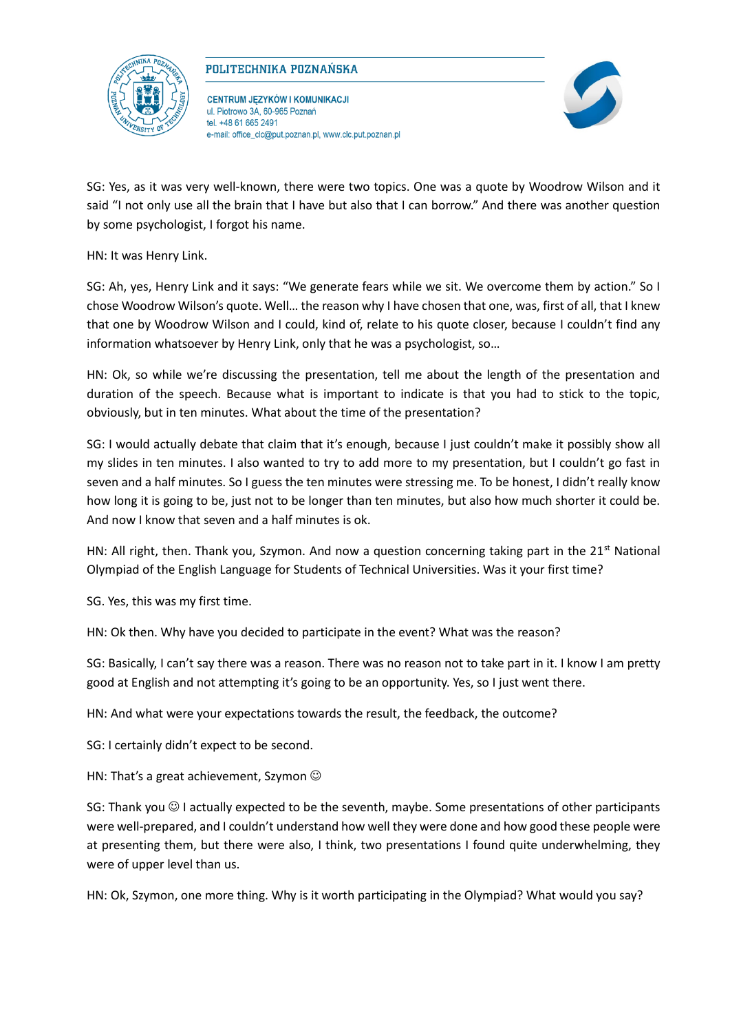SG: Yes, as it was very well-known, there were two topics. One was a quote by Woodrow Wilson and it said "I not only use all the brain that I have but also that I can borrow." And there was another question by some psychologist, I forgot his name.

HN: It was Henry Link.

SG: Ah, yes, Henry Link and it says: "We generate fears while we sit. We overcome them by action." So I chose Woodrow Wilson's quote. Well… the reason why I have chosen that one, was, first of all, that I knew that one by Woodrow Wilson and I could, kind of, relate to his quote closer, because I couldn't find any information whatsoever by Henry Link, only that he was a psychologist, so…

HN: Ok, so while we're discussing the presentation, tell me about the length of the presentation and duration of the speech. Because what is important to indicate is that you had to stick to the topic, obviously, but in ten minutes. What about the time of the presentation?

SG: I would actually debate that claim that it's enough, because I just couldn't make it possibly show all my slides in ten minutes. I also wanted to try to add more to my presentation, but I couldn't go fast in seven and a half minutes. So I guess the ten minutes were stressing me. To be honest, I didn't really know how long it is going to be, just not to be longer than ten minutes, but also how much shorter it could be. And now I know that seven and a half minutes is ok.

HN: All right, then. Thank you, Szymon. And now a question concerning taking part in the 21st National Olympiad of the English Language for Students of Technical Universities. Was it your first time?

SG. Yes, this was my first time.

HN: Ok then. Why have you decided to participate in the event? What was the reason?

SG: Basically, I can't say there was a reason. There was no reason not to take part in it. I know I am pretty good at English and not attempting it's going to be an opportunity. Yes, so I just went there.

HN: And what were your expectations towards the result, the feedback, the outcome?

SG: I certainly didn't expect to be second.

HN: That's a great achievement, Szymon ☺

SG: Thank you ☺ I actually expected to be the seventh, maybe. Some presentations of other participants were well-prepared, and I couldn't understand how well they were done and how good these people were at presenting them, but there were also, I think, two presentations I found quite underwhelming, they were of upper level than us.

HN: Ok, Szymon, one more thing. Why is it worth participating in the Olympiad? What would you say?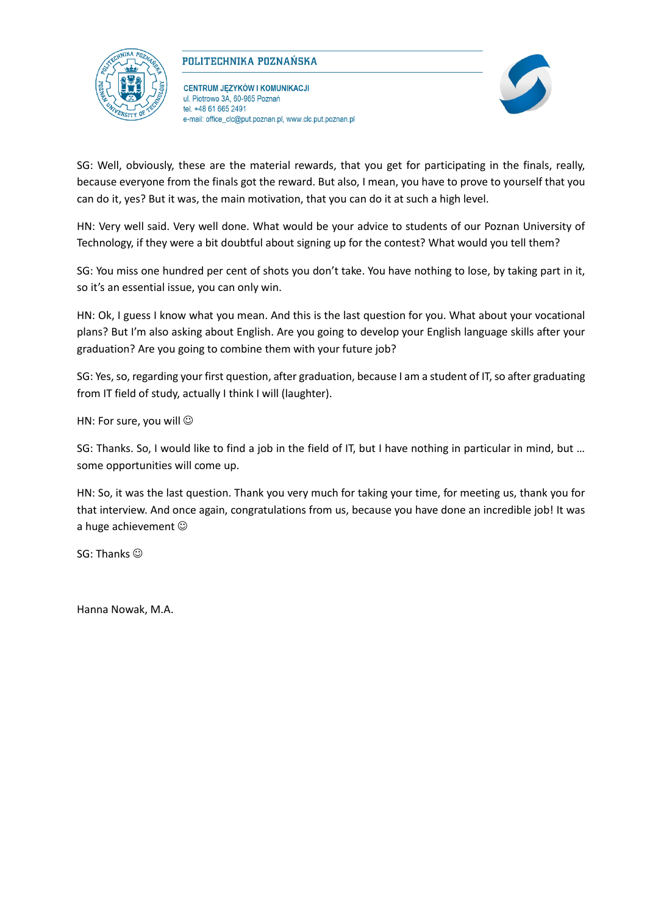SG: Well, obviously, these are the material rewards, that you get for participating in the finals, really, because everyone from the finals got the reward. But also, I mean, you have to prove to yourself that you can do it, yes? But it was, the main motivation, that you can do it at such a high level.

HN: Very well said. Very well done. What would be your advice to students of our Poznan University of Technology, if they were a bit doubtful about signing up for the contest? What would you tell them?

SG: You miss one hundred per cent of shots you don't take. You have nothing to lose, by taking part in it, so it's an essential issue, you can only win.

HN: Ok, I guess I know what you mean. And this is the last question for you. What about your vocational plans? But I'm also asking about English. Are you going to develop your English language skills after your graduation? Are you going to combine them with your future job?

SG: Yes, so, regarding your first question, after graduation, because I am a student of IT, so after graduating from IT field of study, actually I think I will (laughter).

HN: For sure, you will ☺

SG: Thanks. So, I would like to find a job in the field of IT, but I have nothing in particular in mind, but … some opportunities will come up.

HN: So, it was the last question. Thank you very much for taking your time, for meeting us, thank you for that interview. And once again, congratulations from us, because you have done an incredible job! It was a huge achievement ☺

SG: Thanks ☺

Hanna Nowak, M.A.